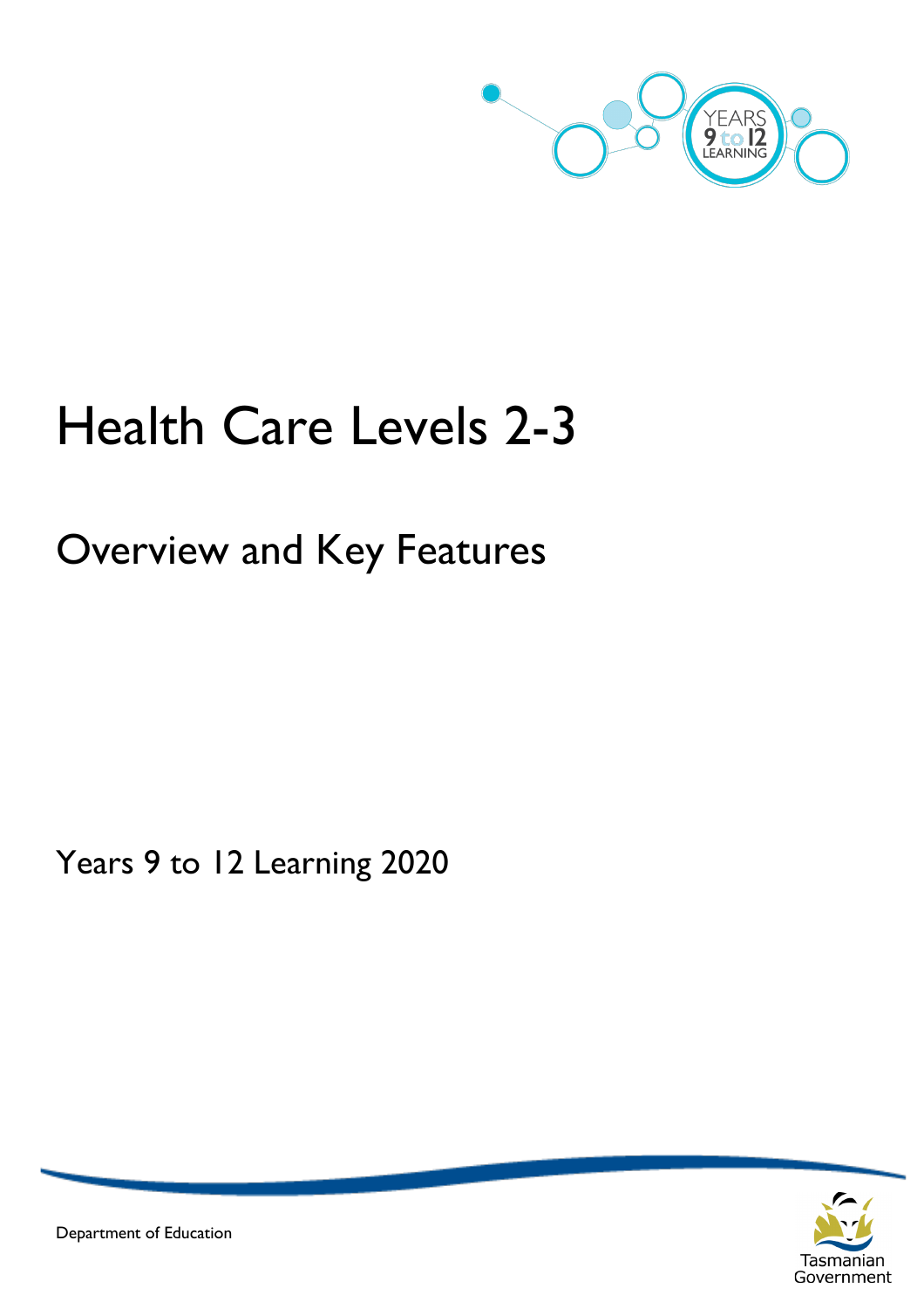# Health Care Levels 2-3

## Overview and Key Features

Years 9 to 12 Learning 2020

Department of Education

Tasmanian Government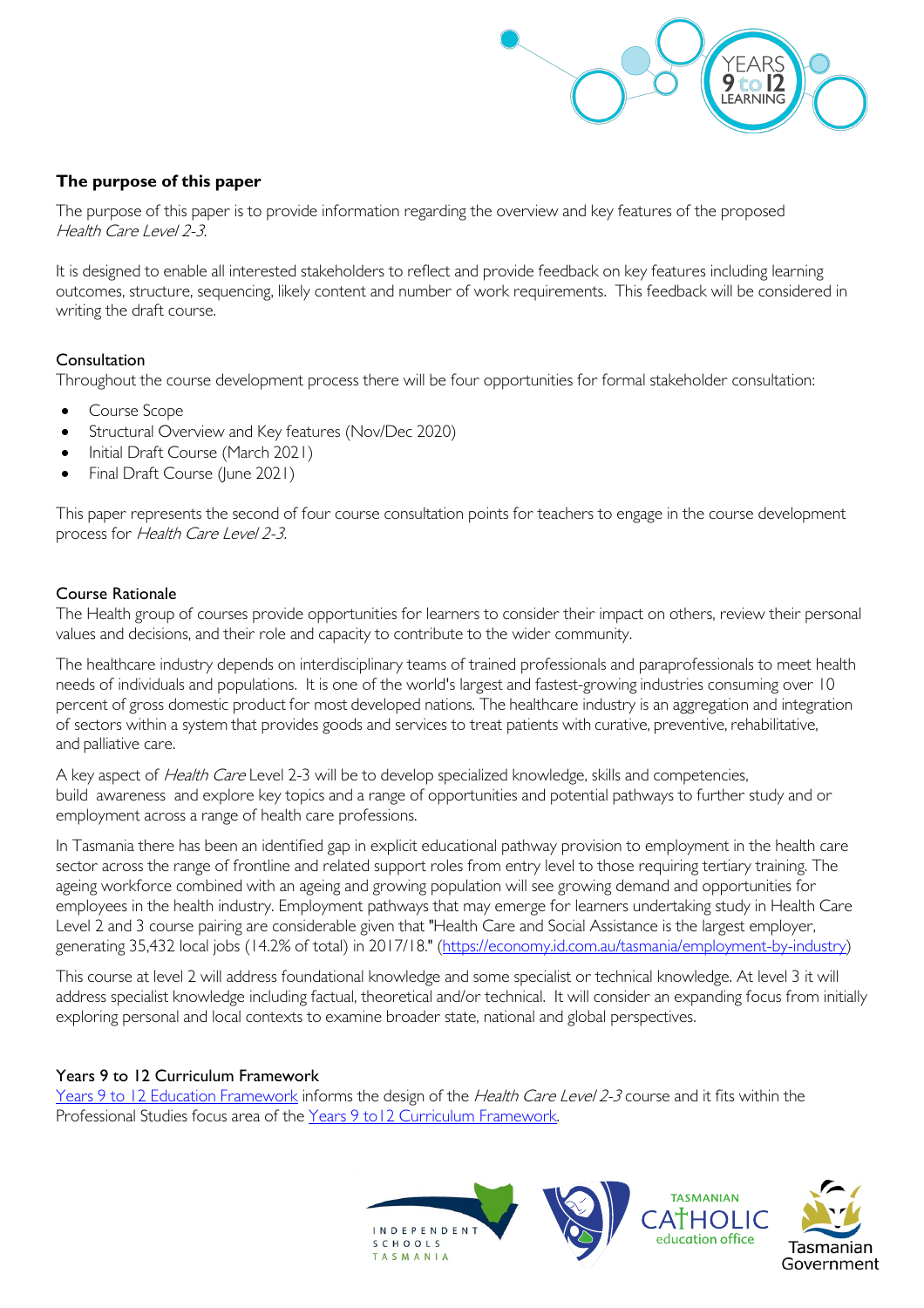## The purpose of this paper

The purpose of this paper is to provide information regarding the overview and key features of the proposed *Health Care Level 2-3.*

It is designed to enable all interested stakeholders to reflect and provide feedback on key features including learning outcomes, structure, sequencing, likely content and number of work requirements. This feedback will be considered in writing the draft course.

### Consultation

Throughout the course development process there will be four opportunities for formal stakeholder consultation:

- Course Scope
- Structural Overview and Key features (Nov/Dec 2020)
- Initial Draft Course (March 2021)
- Final Draft Course (June 2021)

This paper represents the second of four course consultation points for teachers to engage in the course development process for *Health Care Level 2-3.*

### Course Rationale

The Health group of courses provide opportunities for learners to consider their impact on others, review their personal values and decisions, and their role and capacity to contribute to the wider community.

The healthcare industry depends on interdisciplinary teams of trained professionals and paraprofessionals to meet health needs of individuals and populations. It is one of the world's largest and fastest-growing industries consuming over 10 percent of gross domestic product for most developed nations. The healthcare industry is an aggregation and integration of sectors within a system that provides goods and services to treat patients with curative, preventive, rehabilitative, and palliative care.

A key aspect of *Health Care* Level 2-3 will be to develop specialized knowledge, skills and competencies, build awareness and explore key topics and a range of opportunities and potential pathways to further study and or employment across a range of health care professions.

In Tasmania there has been an identified gap in explicit educational pathway provision to employment in the health care sector across the range of frontline and related support roles from entry level to those requiring tertiary training. The ageing workforce combined with an ageing and growing population will see growing demand and opportunities for employees in the health industry. Employment pathways that may emerge for learners undertaking study in Health Care Level 2 and 3 course pairing are considerable given that "Health Care and Social Assistance is the largest employer, generating 35,432 local jobs (14.2% of total) in 2017/18." ([https://economy.id.com.au/tasmania/employment-by-industry](https://economy.id.com.au/tasmania/employment-by-industry))

This course at level 2 will address foundational knowledge and some specialist or technical knowledge. At level 3 it will address specialist knowledge including factual, theoretical and/or technical. It will consider an expanding focus from initially exploring personal and local contexts to examine broader state, national and global perspectives.

### Years 9 to 12 Curriculum Framework

[Years 9 to 12 Education Framework]() informs the design of the *Health Care Level 2-3* course and it fits within the Professional Studies focus area of the [Years 9 to12 Curriculum Framework]().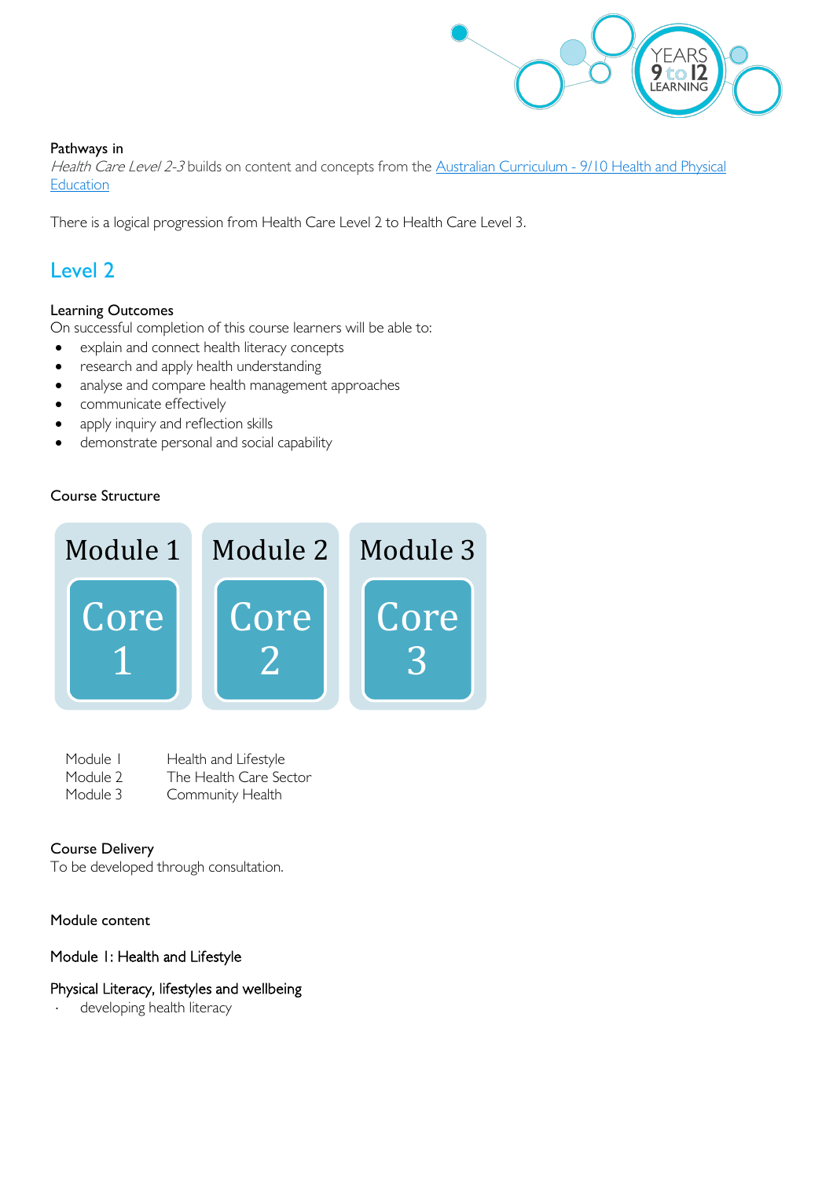Pathways in

*Health Care Level 2-3* builds on content and concepts from the [Australian Curriculum - 9/10 Health and Physical Education]

There is a logical progression from Health Care Level 2 to Health Care Level 3.

## Level 2

Learning Outcomes

On successful completion of this course learners will be able to:

- explain and connect health literacy concepts
- research and apply health understanding
- analyse and compare health management approaches
- communicate effectively
- apply inquiry and reflection skills
- demonstrate personal and social capability

Course Structure

| Module 1 | Module 2 | Module 3 |
|---|---|---|
| Core 1 | Core 2 | Core 3 |

| | |
|---|---|
| Module 1 | Health and Lifestyle |
| Module 2 | The Health Care Sector |
| Module 3 | Community Health |

Course Delivery

To be developed through consultation.

Module content

Module 1: Health and Lifestyle

Physical Literacy, lifestyles and wellbeing

- developing health literacy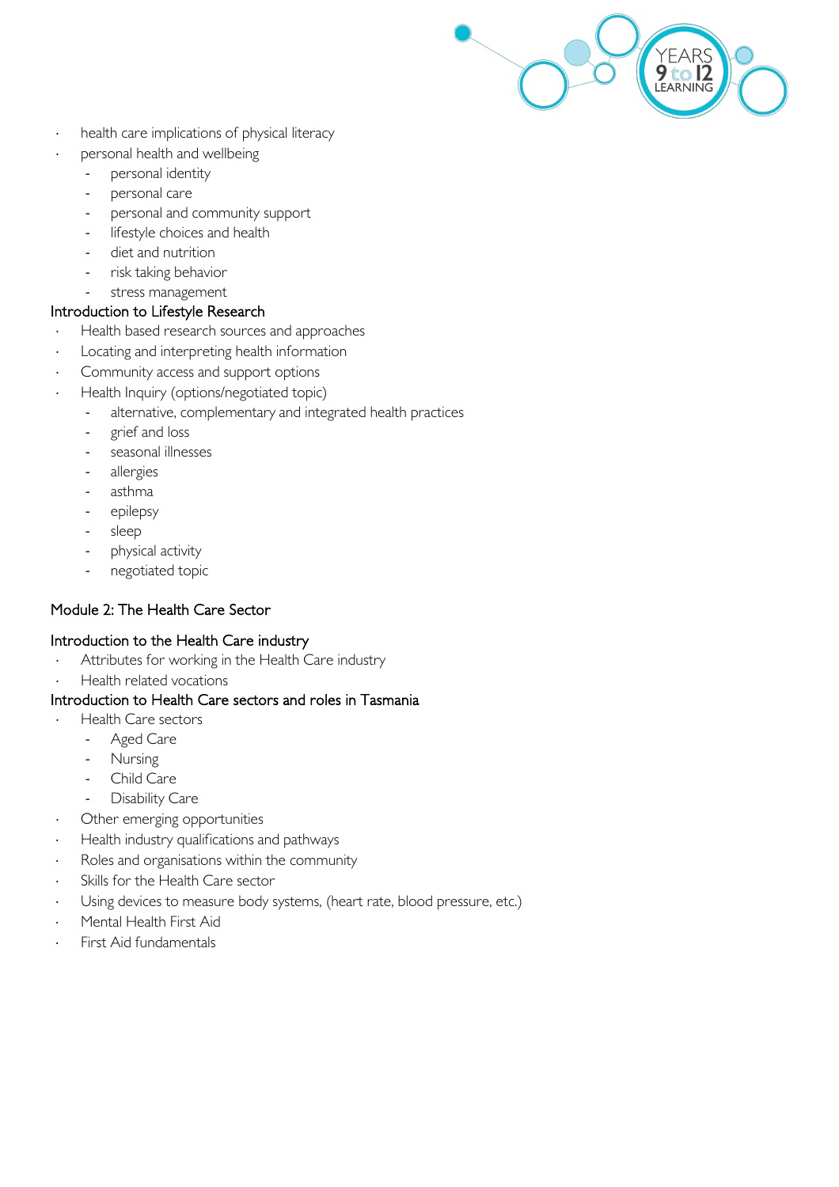- health care implications of physical literacy
- personal health and wellbeing
  - personal identity
  - personal care
  - personal and community support
  - lifestyle choices and health
  - diet and nutrition
  - risk taking behavior
  - stress management

### Introduction to Lifestyle Research

- Health based research sources and approaches
- Locating and interpreting health information
- Community access and support options
- Health Inquiry (options/negotiated topic)
  - alternative, complementary and integrated health practices
  - grief and loss
  - seasonal illnesses
  - allergies
  - asthma
  - epilepsy
  - sleep
  - physical activity
  - negotiated topic

## Module 2: The Health Care Sector

### Introduction to the Health Care industry

- Attributes for working in the Health Care industry
- Health related vocations

### Introduction to Health Care sectors and roles in Tasmania

- Health Care sectors
  - Aged Care
  - Nursing
  - Child Care
  - Disability Care
- Other emerging opportunities
- Health industry qualifications and pathways
- Roles and organisations within the community
- Skills for the Health Care sector
- Using devices to measure body systems, (heart rate, blood pressure, etc.)
- Mental Health First Aid
- First Aid fundamentals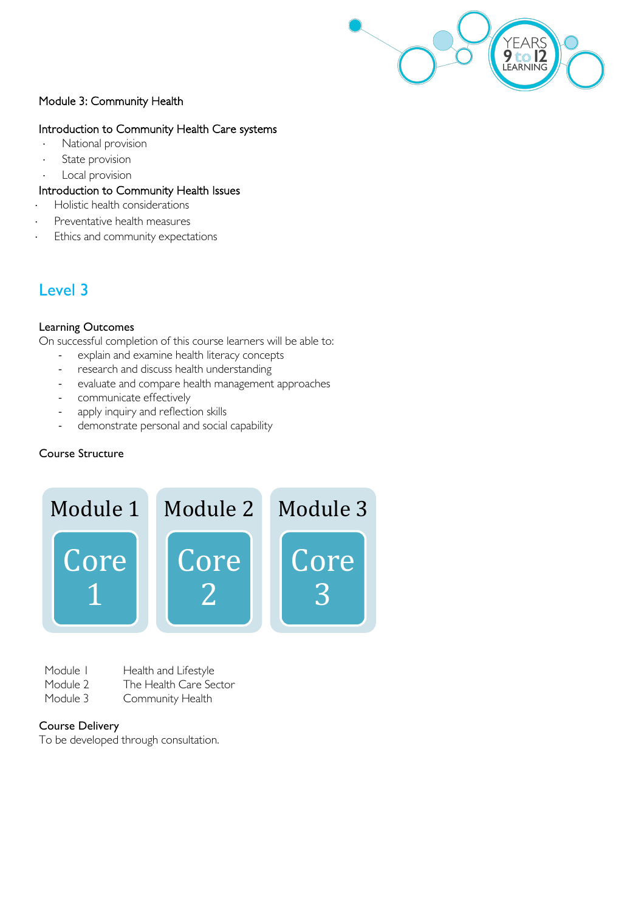Module 3: Community Health

Introduction to Community Health Care systems

- National provision
- State provision
- Local provision

Introduction to Community Health Issues

- Holistic health considerations
- Preventative health measures
- Ethics and community expectations

## Level 3

**Learning Outcomes**

On successful completion of this course learners will be able to:

- explain and examine health literacy concepts
- research and discuss health understanding
- evaluate and compare health management approaches
- communicate effectively
- apply inquiry and reflection skills
- demonstrate personal and social capability

**Course Structure**

| Module 1 | Module 2 | Module 3 |
|---|---|---|
| Core 1 | Core 2 | Core 3 |

| | |
|---|---|
| Module 1 | Health and Lifestyle |
| Module 2 | The Health Care Sector |
| Module 3 | Community Health |

**Course Delivery**

To be developed through consultation.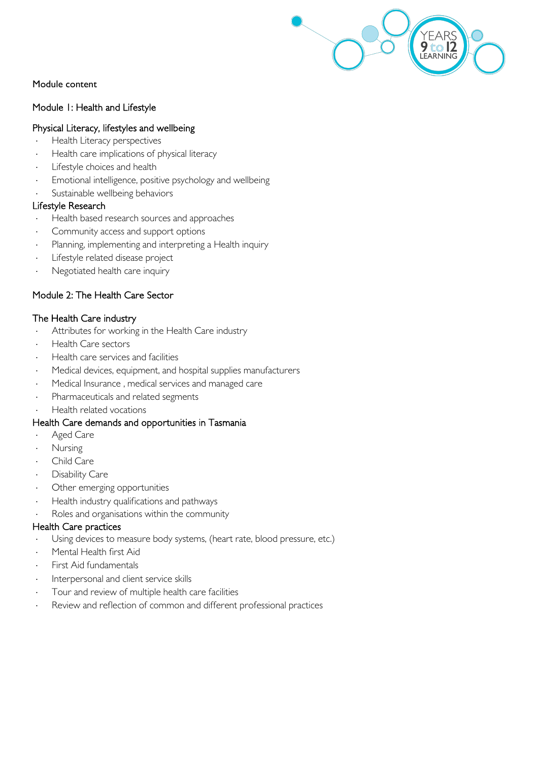Module content

## Module 1: Health and Lifestyle

### Physical Literacy, lifestyles and wellbeing

- Health Literacy perspectives
- Health care implications of physical literacy
- Lifestyle choices and health
- Emotional intelligence, positive psychology and wellbeing
- Sustainable wellbeing behaviors

### Lifestyle Research

- Health based research sources and approaches
- Community access and support options
- Planning, implementing and interpreting a Health inquiry
- Lifestyle related disease project
- Negotiated health care inquiry

## Module 2: The Health Care Sector

### The Health Care industry

- Attributes for working in the Health Care industry
- Health Care sectors
- Health care services and facilities
- Medical devices, equipment, and hospital supplies manufacturers
- Medical Insurance , medical services and managed care
- Pharmaceuticals and related segments
- Health related vocations

### Health Care demands and opportunities in Tasmania

- Aged Care
- Nursing
- Child Care
- Disability Care
- Other emerging opportunities
- Health industry qualifications and pathways
- Roles and organisations within the community

### Health Care practices

- Using devices to measure body systems, (heart rate, blood pressure, etc.)
- Mental Health first Aid
- First Aid fundamentals
- Interpersonal and client service skills
- Tour and review of multiple health care facilities
- Review and reflection of common and different professional practices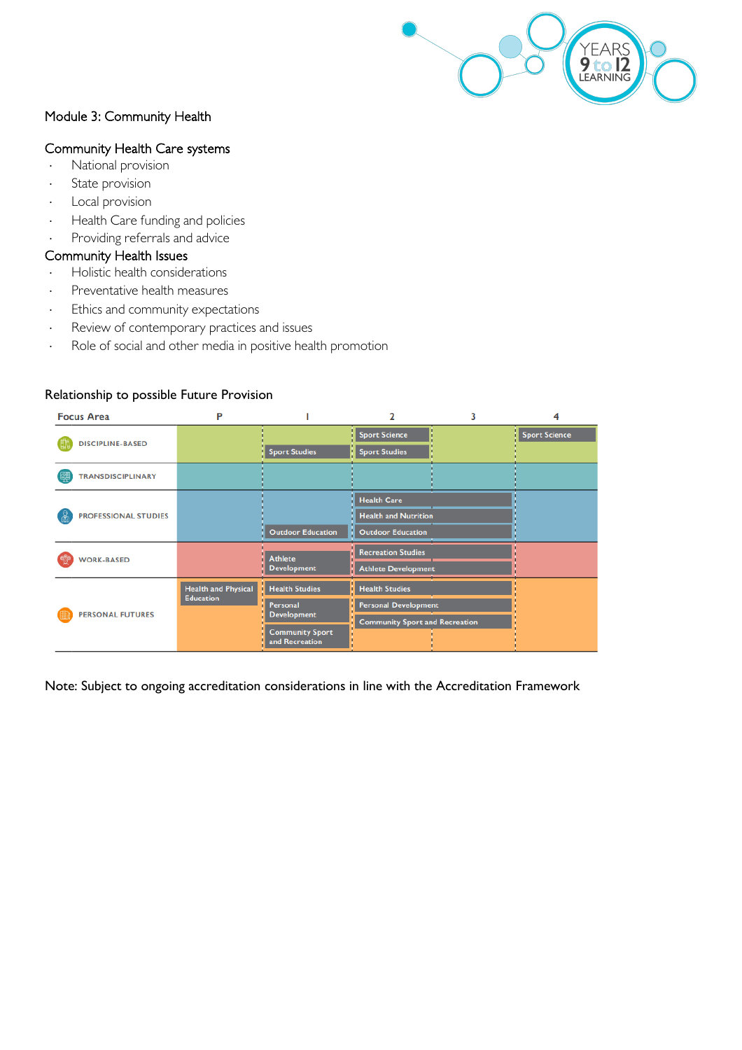Module 3: Community Health

Community Health Care systems

- National provision
- State provision
- Local provision
- Health Care funding and policies
- Providing referrals and advice

Community Health Issues

- Holistic health considerations
- Preventative health measures
- Ethics and community expectations
- Review of contemporary practices and issues
- Role of social and other media in positive health promotion

Relationship to possible Future Provision

| Focus Area | P | 1 | 2 | 3 | 4 |
|---|---|---|---|---|---|
| DISCIPLINE-BASED | | Sport Studies | Sport Science<br>Sport Studies | | Sport Science |
| TRANSDISCIPLINARY | | | | | |
| PROFESSIONAL STUDIES | | Outdoor Education | Health Care<br>Health and Nutrition<br>Outdoor Education | Health Care<br>Health and Nutrition<br>Outdoor Education | |
| WORK-BASED | | Athlete Development | Recreation Studies<br>Athlete Development | Recreation Studies<br>Athlete Development | |
| PERSONAL FUTURES | Health and Physical Education | Health Studies<br>Personal Development<br>Community Sport and Recreation | Health Studies<br>Personal Development<br>Community Sport and Recreation | Health Studies<br>Personal Development<br>Community Sport and Recreation | |

Note: Subject to ongoing accreditation considerations in line with the Accreditation Framework